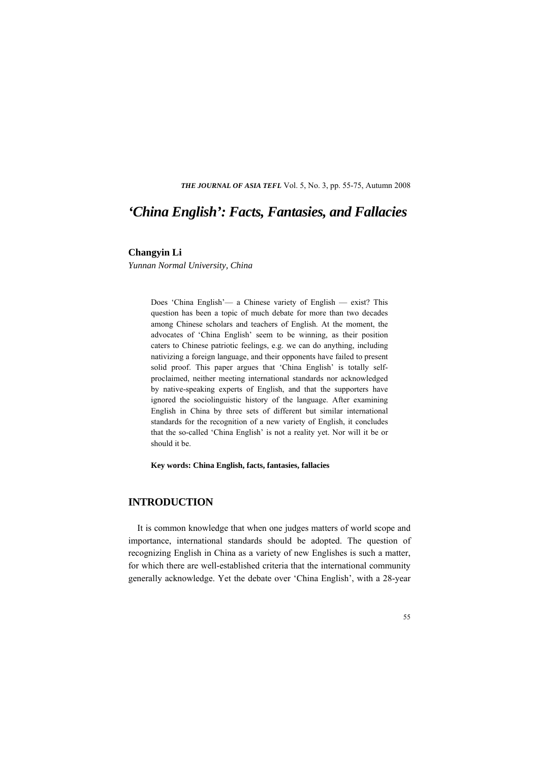# 'China English': Facts, Fantasies, and Fallacies

**Changyin Li**

*Yunnan Normal University, China*

> Does 'China English'— a Chinese variety of English — exist? This question has been a topic of much debate for more than two decades among Chinese scholars and teachers of English. At the moment, the advocates of 'China English' seem to be winning, as their position caters to Chinese patriotic feelings, e.g. we can do anything, including nativizing a foreign language, and their opponents have failed to present solid proof. This paper argues that 'China English' is totally self-proclaimed, neither meeting international standards nor acknowledged by native-speaking experts of English, and that the supporters have ignored the sociolinguistic history of the language. After examining English in China by three sets of different but similar international standards for the recognition of a new variety of English, it concludes that the so-called 'China English' is not a reality yet. Nor will it be or should it be.
>
> **Key words: China English, facts, fantasies, fallacies**

## INTRODUCTION

It is common knowledge that when one judges matters of world scope and importance, international standards should be adopted. The question of recognizing English in China as a variety of new Englishes is such a matter, for which there are well-established criteria that the international community generally acknowledge. Yet the debate over 'China English', with a 28-year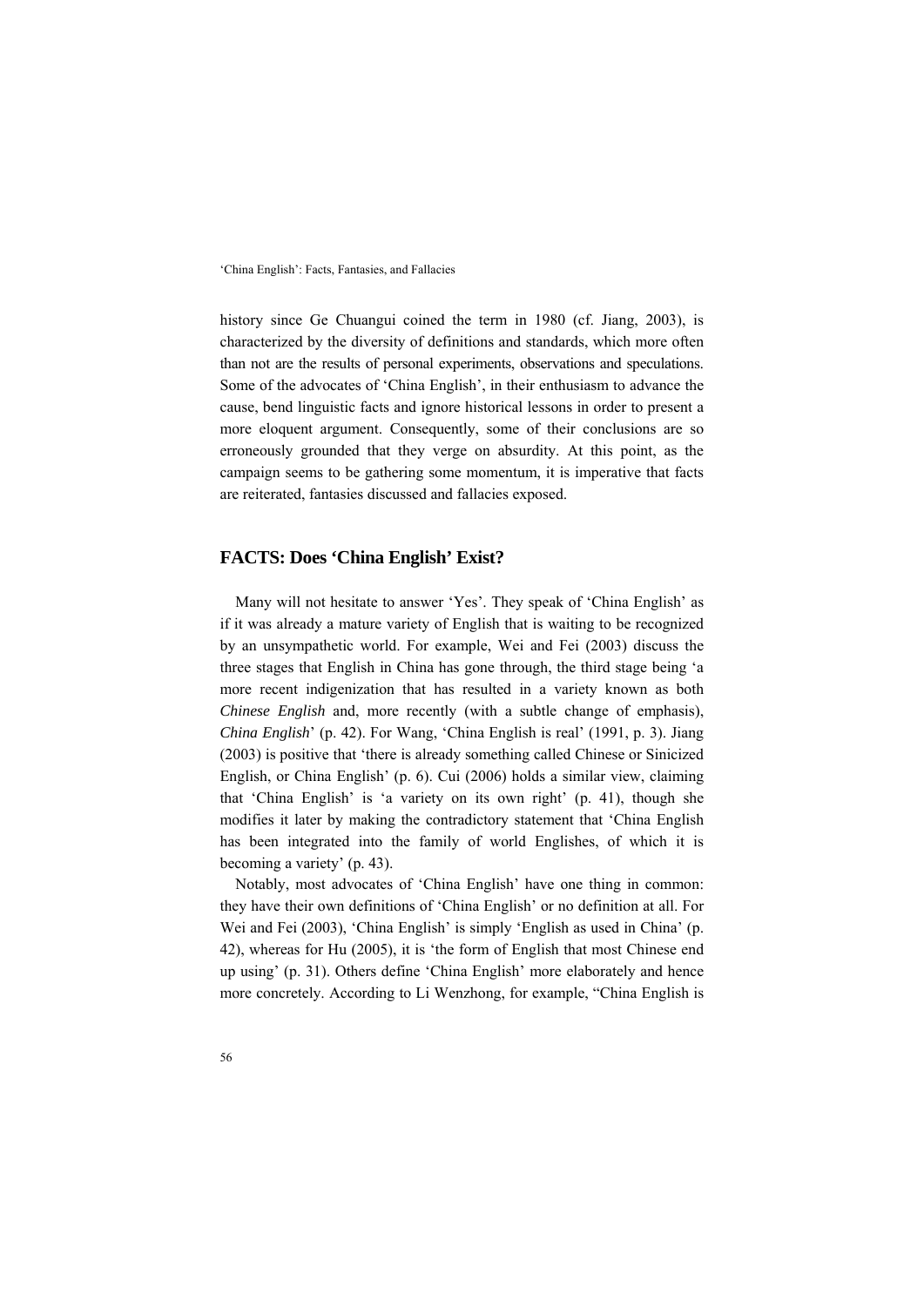history since Ge Chuangui coined the term in 1980 (cf. Jiang, 2003), is characterized by the diversity of definitions and standards, which more often than not are the results of personal experiments, observations and speculations. Some of the advocates of 'China English', in their enthusiasm to advance the cause, bend linguistic facts and ignore historical lessons in order to present a more eloquent argument. Consequently, some of their conclusions are so erroneously grounded that they verge on absurdity. At this point, as the campaign seems to be gathering some momentum, it is imperative that facts are reiterated, fantasies discussed and fallacies exposed.

## FACTS: Does 'China English' Exist?

Many will not hesitate to answer 'Yes'. They speak of 'China English' as if it was already a mature variety of English that is waiting to be recognized by an unsympathetic world. For example, Wei and Fei (2003) discuss the three stages that English in China has gone through, the third stage being 'a more recent indigenization that has resulted in a variety known as both *Chinese English* and, more recently (with a subtle change of emphasis), *China English*' (p. 42). For Wang, 'China English is real' (1991, p. 3). Jiang (2003) is positive that 'there is already something called Chinese or Sinicized English, or China English' (p. 6). Cui (2006) holds a similar view, claiming that 'China English' is 'a variety on its own right' (p. 41), though she modifies it later by making the contradictory statement that 'China English has been integrated into the family of world Englishes, of which it is becoming a variety' (p. 43).

Notably, most advocates of 'China English' have one thing in common: they have their own definitions of 'China English' or no definition at all. For Wei and Fei (2003), 'China English' is simply 'English as used in China' (p. 42), whereas for Hu (2005), it is 'the form of English that most Chinese end up using' (p. 31). Others define 'China English' more elaborately and hence more concretely. According to Li Wenzhong, for example, "China English is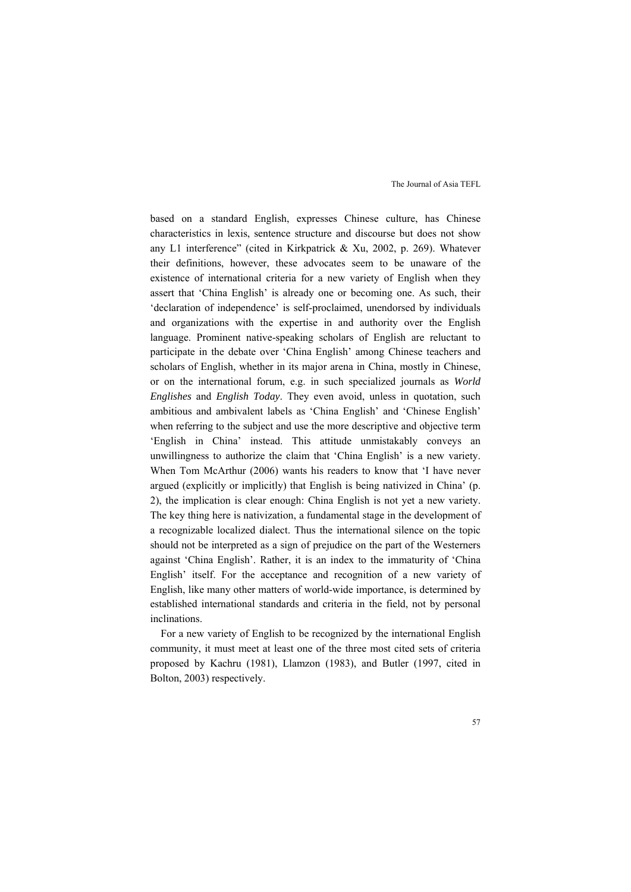based on a standard English, expresses Chinese culture, has Chinese characteristics in lexis, sentence structure and discourse but does not show any L1 interference" (cited in Kirkpatrick & Xu, 2002, p. 269). Whatever their definitions, however, these advocates seem to be unaware of the existence of international criteria for a new variety of English when they assert that 'China English' is already one or becoming one. As such, their 'declaration of independence' is self-proclaimed, unendorsed by individuals and organizations with the expertise in and authority over the English language. Prominent native-speaking scholars of English are reluctant to participate in the debate over 'China English' among Chinese teachers and scholars of English, whether in its major arena in China, mostly in Chinese, or on the international forum, e.g. in such specialized journals as *World Englishes* and *English Today*. They even avoid, unless in quotation, such ambitious and ambivalent labels as 'China English' and 'Chinese English' when referring to the subject and use the more descriptive and objective term 'English in China' instead. This attitude unmistakably conveys an unwillingness to authorize the claim that 'China English' is a new variety. When Tom McArthur (2006) wants his readers to know that 'I have never argued (explicitly or implicitly) that English is being nativized in China' (p. 2), the implication is clear enough: China English is not yet a new variety. The key thing here is nativization, a fundamental stage in the development of a recognizable localized dialect. Thus the international silence on the topic should not be interpreted as a sign of prejudice on the part of the Westerners against 'China English'. Rather, it is an index to the immaturity of 'China English' itself. For the acceptance and recognition of a new variety of English, like many other matters of world-wide importance, is determined by established international standards and criteria in the field, not by personal inclinations.

For a new variety of English to be recognized by the international English community, it must meet at least one of the three most cited sets of criteria proposed by Kachru (1981), Llamzon (1983), and Butler (1997, cited in Bolton, 2003) respectively.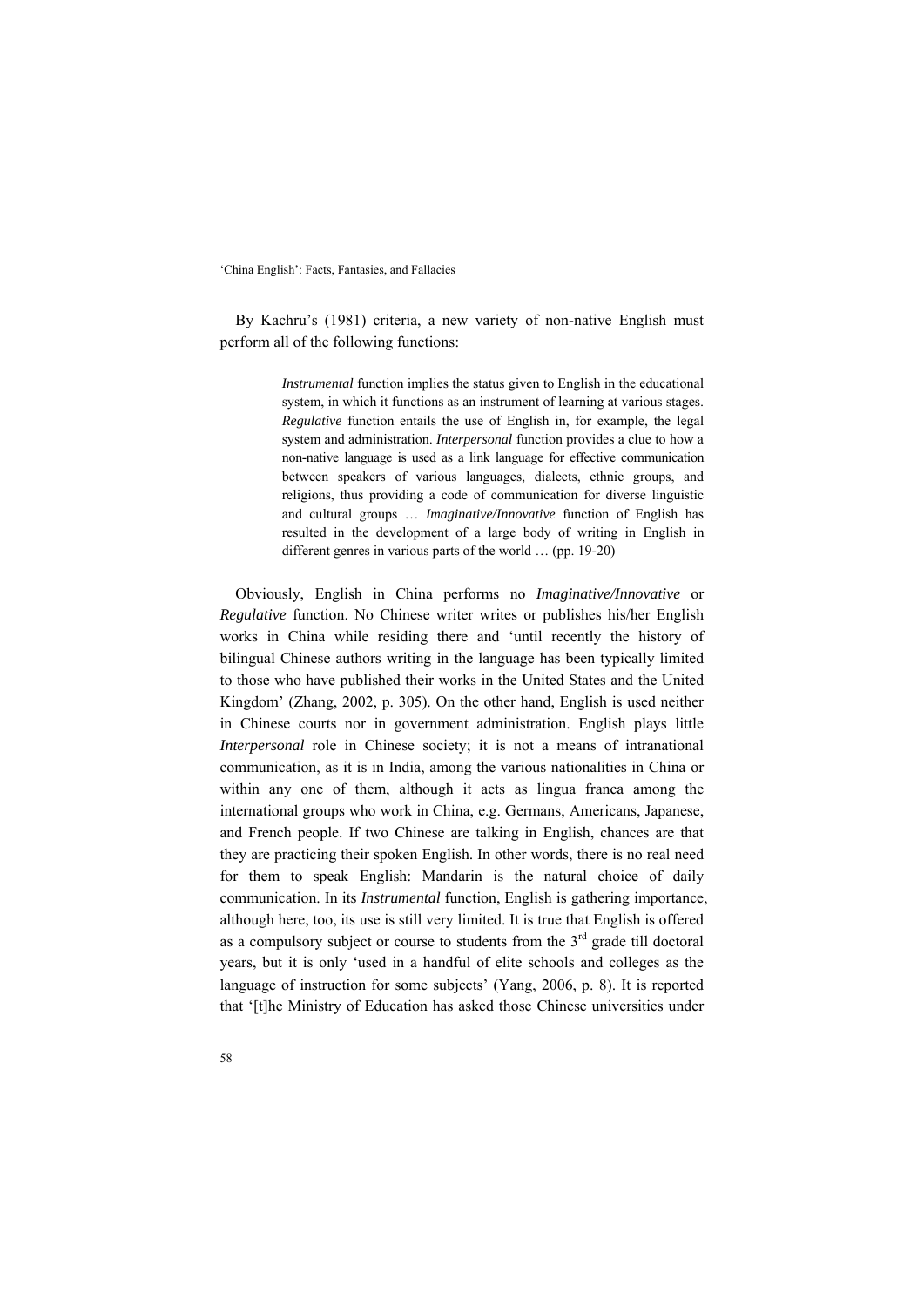By Kachru's (1981) criteria, a new variety of non-native English must perform all of the following functions:

> *Instrumental* function implies the status given to English in the educational system, in which it functions as an instrument of learning at various stages. *Regulative* function entails the use of English in, for example, the legal system and administration. *Interpersonal* function provides a clue to how a non-native language is used as a link language for effective communication between speakers of various languages, dialects, ethnic groups, and religions, thus providing a code of communication for diverse linguistic and cultural groups … *Imaginative/Innovative* function of English has resulted in the development of a large body of writing in English in different genres in various parts of the world … (pp. 19-20)

Obviously, English in China performs no *Imaginative/Innovative* or *Regulative* function. No Chinese writer writes or publishes his/her English works in China while residing there and 'until recently the history of bilingual Chinese authors writing in the language has been typically limited to those who have published their works in the United States and the United Kingdom' (Zhang, 2002, p. 305). On the other hand, English is used neither in Chinese courts nor in government administration. English plays little *Interpersonal* role in Chinese society; it is not a means of intranational communication, as it is in India, among the various nationalities in China or within any one of them, although it acts as lingua franca among the international groups who work in China, e.g. Germans, Americans, Japanese, and French people. If two Chinese are talking in English, chances are that they are practicing their spoken English. In other words, there is no real need for them to speak English: Mandarin is the natural choice of daily communication. In its *Instrumental* function, English is gathering importance, although here, too, its use is still very limited. It is true that English is offered as a compulsory subject or course to students from the 3rd grade till doctoral years, but it is only 'used in a handful of elite schools and colleges as the language of instruction for some subjects' (Yang, 2006, p. 8). It is reported that '[t]he Ministry of Education has asked those Chinese universities under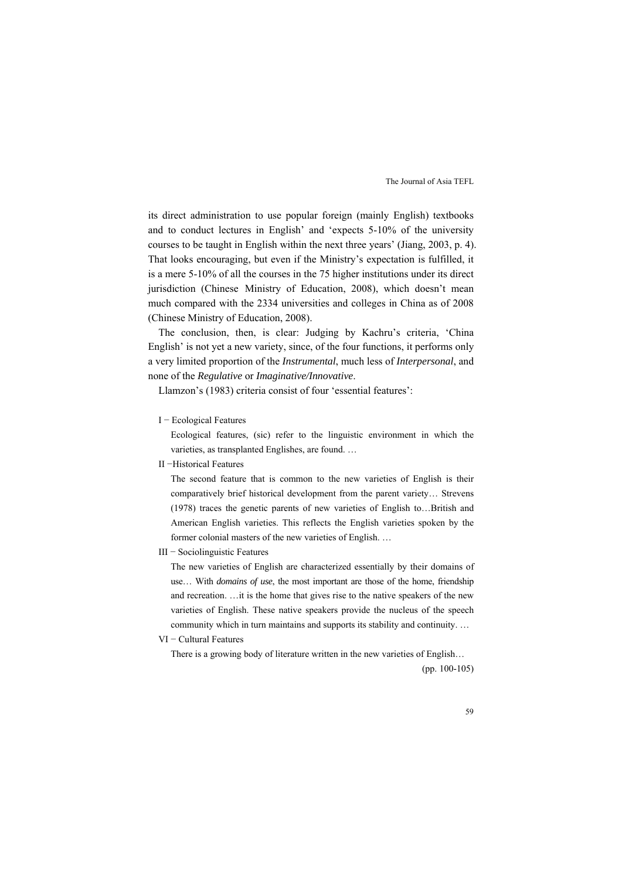its direct administration to use popular foreign (mainly English) textbooks and to conduct lectures in English' and 'expects 5-10% of the university courses to be taught in English within the next three years' (Jiang, 2003, p. 4). That looks encouraging, but even if the Ministry's expectation is fulfilled, it is a mere 5-10% of all the courses in the 75 higher institutions under its direct jurisdiction (Chinese Ministry of Education, 2008), which doesn't mean much compared with the 2334 universities and colleges in China as of 2008 (Chinese Ministry of Education, 2008).

The conclusion, then, is clear: Judging by Kachru's criteria, 'China English' is not yet a new variety, since, of the four functions, it performs only a very limited proportion of the *Instrumental*, much less of *Interpersonal*, and none of the *Regulative* or *Imaginative/Innovative*.

Llamzon's (1983) criteria consist of four 'essential features':

> I − Ecological Features
>
> Ecological features, (sic) refer to the linguistic environment in which the varieties, as transplanted Englishes, are found. …
>
> II −Historical Features
>
> The second feature that is common to the new varieties of English is their comparatively brief historical development from the parent variety… Strevens (1978) traces the genetic parents of new varieties of English to…British and American English varieties. This reflects the English varieties spoken by the former colonial masters of the new varieties of English. …
>
> III − Sociolinguistic Features
>
> The new varieties of English are characterized essentially by their domains of use… With *domains of use*, the most important are those of the home, friendship and recreation. …it is the home that gives rise to the native speakers of the new varieties of English. These native speakers provide the nucleus of the speech community which in turn maintains and supports its stability and continuity. …
>
> VI − Cultural Features
>
> There is a growing body of literature written in the new varieties of English…
>
> (pp. 100-105)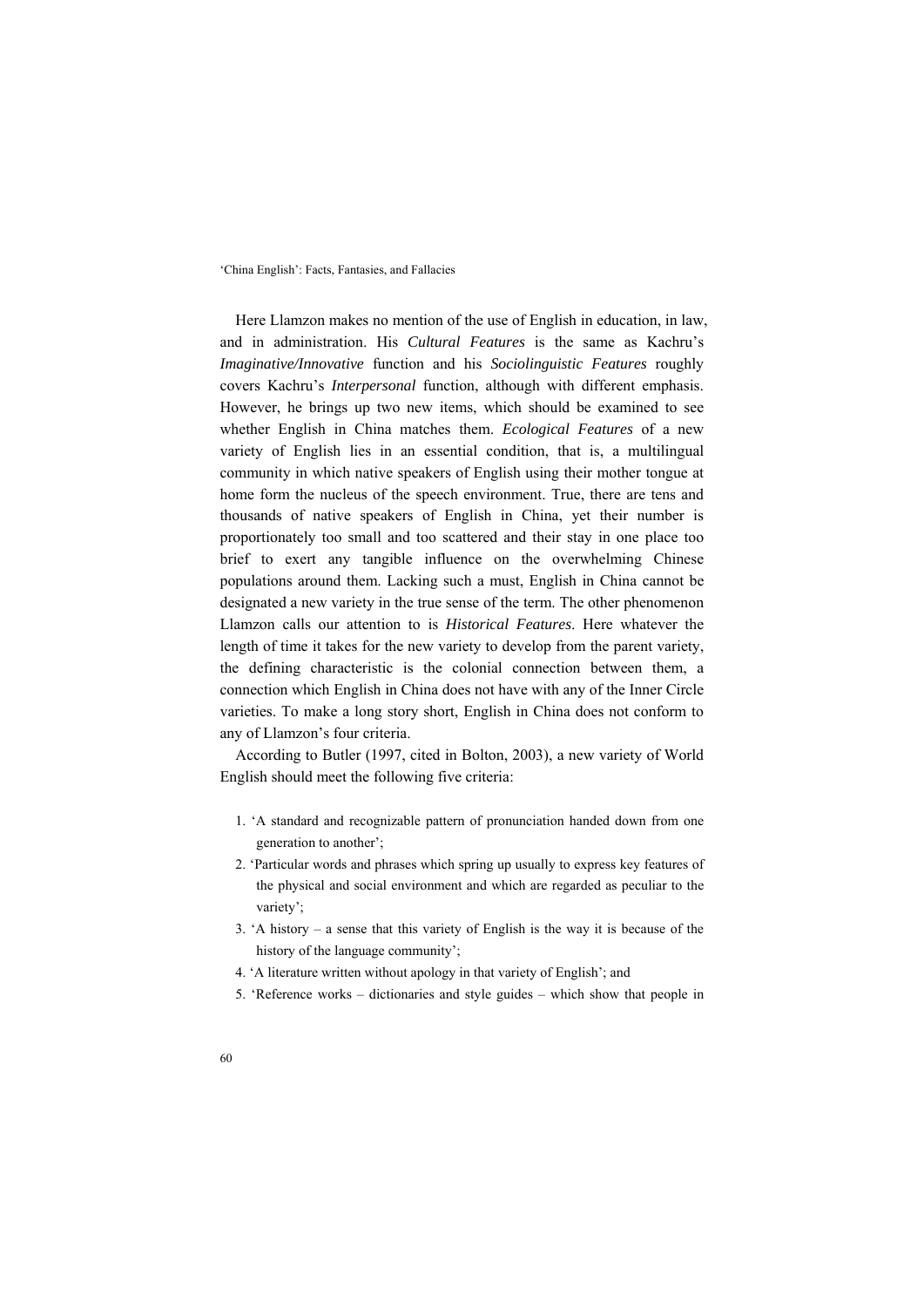Here Llamzon makes no mention of the use of English in education, in law, and in administration. His *Cultural Features* is the same as Kachru's *Imaginative/Innovative* function and his *Sociolinguistic Features* roughly covers Kachru's *Interpersonal* function, although with different emphasis. However, he brings up two new items, which should be examined to see whether English in China matches them. *Ecological Features* of a new variety of English lies in an essential condition, that is, a multilingual community in which native speakers of English using their mother tongue at home form the nucleus of the speech environment. True, there are tens and thousands of native speakers of English in China, yet their number is proportionately too small and too scattered and their stay in one place too brief to exert any tangible influence on the overwhelming Chinese populations around them. Lacking such a must, English in China cannot be designated a new variety in the true sense of the term. The other phenomenon Llamzon calls our attention to is *Historical Features*. Here whatever the length of time it takes for the new variety to develop from the parent variety, the defining characteristic is the colonial connection between them, a connection which English in China does not have with any of the Inner Circle varieties. To make a long story short, English in China does not conform to any of Llamzon's four criteria.

According to Butler (1997, cited in Bolton, 2003), a new variety of World English should meet the following five criteria:

1. 'A standard and recognizable pattern of pronunciation handed down from one generation to another';
2. 'Particular words and phrases which spring up usually to express key features of the physical and social environment and which are regarded as peculiar to the variety';
3. 'A history – a sense that this variety of English is the way it is because of the history of the language community';
4. 'A literature written without apology in that variety of English'; and
5. 'Reference works – dictionaries and style guides – which show that people in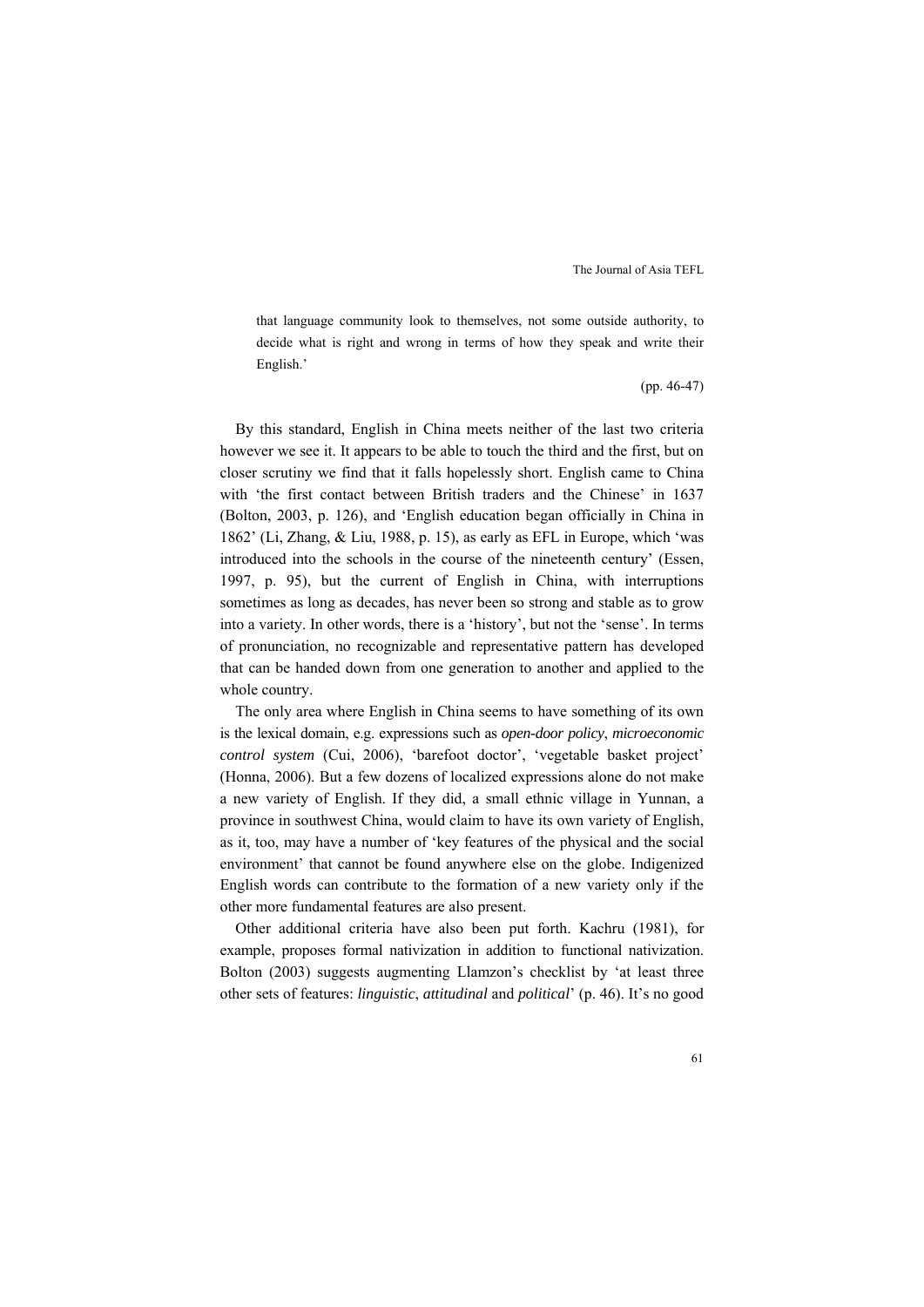> that language community look to themselves, not some outside authority, to decide what is right and wrong in terms of how they speak and write their English.'
>
> (pp. 46-47)

By this standard, English in China meets neither of the last two criteria however we see it. It appears to be able to touch the third and the first, but on closer scrutiny we find that it falls hopelessly short. English came to China with 'the first contact between British traders and the Chinese' in 1637 (Bolton, 2003, p. 126), and 'English education began officially in China in 1862' (Li, Zhang, & Liu, 1988, p. 15), as early as EFL in Europe, which 'was introduced into the schools in the course of the nineteenth century' (Essen, 1997, p. 95), but the current of English in China, with interruptions sometimes as long as decades, has never been so strong and stable as to grow into a variety. In other words, there is a 'history', but not the 'sense'. In terms of pronunciation, no recognizable and representative pattern has developed that can be handed down from one generation to another and applied to the whole country.

The only area where English in China seems to have something of its own is the lexical domain, e.g. expressions such as *open-door policy*, *microeconomic control system* (Cui, 2006), 'barefoot doctor', 'vegetable basket project' (Honna, 2006). But a few dozens of localized expressions alone do not make a new variety of English. If they did, a small ethnic village in Yunnan, a province in southwest China, would claim to have its own variety of English, as it, too, may have a number of 'key features of the physical and the social environment' that cannot be found anywhere else on the globe. Indigenized English words can contribute to the formation of a new variety only if the other more fundamental features are also present.

Other additional criteria have also been put forth. Kachru (1981), for example, proposes formal nativization in addition to functional nativization. Bolton (2003) suggests augmenting Llamzon's checklist by 'at least three other sets of features: *linguistic*, *attitudinal* and *political*' (p. 46). It's no good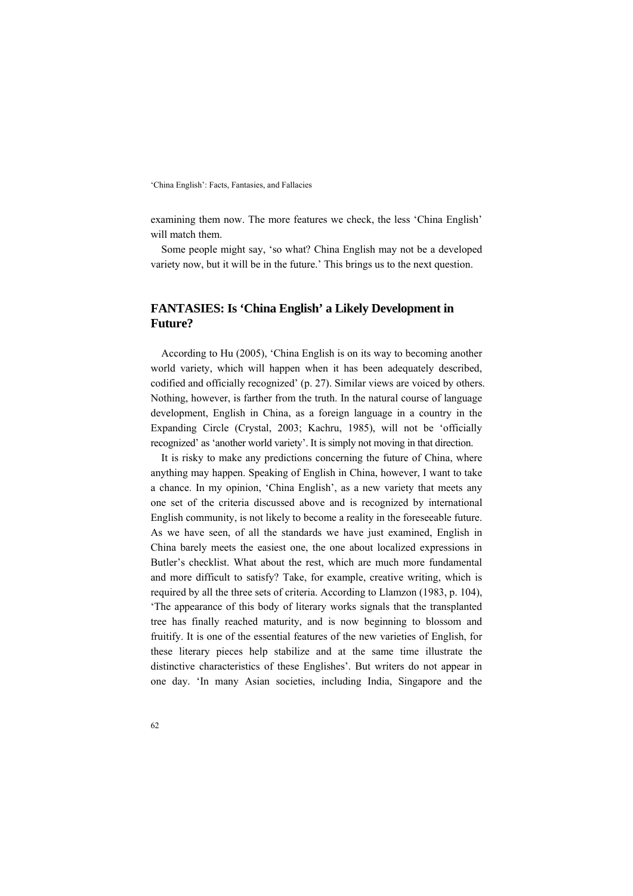examining them now. The more features we check, the less 'China English' will match them.

Some people might say, 'so what? China English may not be a developed variety now, but it will be in the future.' This brings us to the next question.

## FANTASIES: Is 'China English' a Likely Development in Future?

According to Hu (2005), 'China English is on its way to becoming another world variety, which will happen when it has been adequately described, codified and officially recognized' (p. 27). Similar views are voiced by others. Nothing, however, is farther from the truth. In the natural course of language development, English in China, as a foreign language in a country in the Expanding Circle (Crystal, 2003; Kachru, 1985), will not be 'officially recognized' as 'another world variety'. It is simply not moving in that direction.

It is risky to make any predictions concerning the future of China, where anything may happen. Speaking of English in China, however, I want to take a chance. In my opinion, 'China English', as a new variety that meets any one set of the criteria discussed above and is recognized by international English community, is not likely to become a reality in the foreseeable future. As we have seen, of all the standards we have just examined, English in China barely meets the easiest one, the one about localized expressions in Butler's checklist. What about the rest, which are much more fundamental and more difficult to satisfy? Take, for example, creative writing, which is required by all the three sets of criteria. According to Llamzon (1983, p. 104), 'The appearance of this body of literary works signals that the transplanted tree has finally reached maturity, and is now beginning to blossom and fruitify. It is one of the essential features of the new varieties of English, for these literary pieces help stabilize and at the same time illustrate the distinctive characteristics of these Englishes'. But writers do not appear in one day. 'In many Asian societies, including India, Singapore and the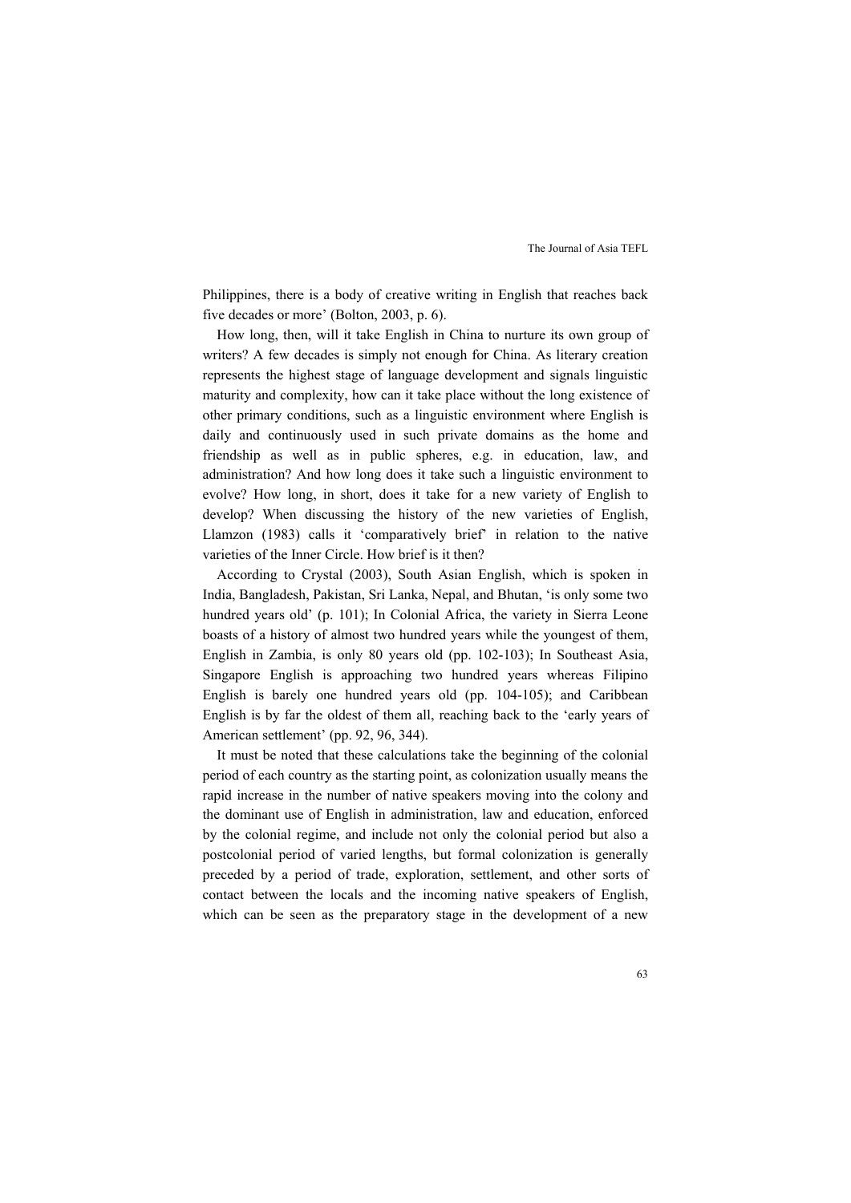Philippines, there is a body of creative writing in English that reaches back five decades or more' (Bolton, 2003, p. 6).

How long, then, will it take English in China to nurture its own group of writers? A few decades is simply not enough for China. As literary creation represents the highest stage of language development and signals linguistic maturity and complexity, how can it take place without the long existence of other primary conditions, such as a linguistic environment where English is daily and continuously used in such private domains as the home and friendship as well as in public spheres, e.g. in education, law, and administration? And how long does it take such a linguistic environment to evolve? How long, in short, does it take for a new variety of English to develop? When discussing the history of the new varieties of English, Llamzon (1983) calls it 'comparatively brief' in relation to the native varieties of the Inner Circle. How brief is it then?

According to Crystal (2003), South Asian English, which is spoken in India, Bangladesh, Pakistan, Sri Lanka, Nepal, and Bhutan, 'is only some two hundred years old' (p. 101); In Colonial Africa, the variety in Sierra Leone boasts of a history of almost two hundred years while the youngest of them, English in Zambia, is only 80 years old (pp. 102-103); In Southeast Asia, Singapore English is approaching two hundred years whereas Filipino English is barely one hundred years old (pp. 104-105); and Caribbean English is by far the oldest of them all, reaching back to the 'early years of American settlement' (pp. 92, 96, 344).

It must be noted that these calculations take the beginning of the colonial period of each country as the starting point, as colonization usually means the rapid increase in the number of native speakers moving into the colony and the dominant use of English in administration, law and education, enforced by the colonial regime, and include not only the colonial period but also a postcolonial period of varied lengths, but formal colonization is generally preceded by a period of trade, exploration, settlement, and other sorts of contact between the locals and the incoming native speakers of English, which can be seen as the preparatory stage in the development of a new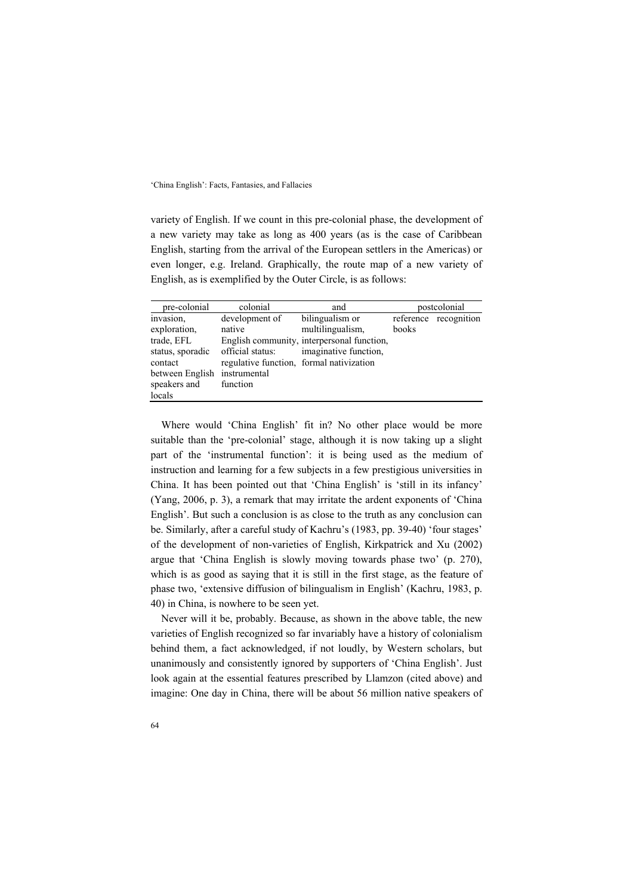variety of English. If we count in this pre-colonial phase, the development of a new variety may take as long as 400 years (as is the case of Caribbean English, starting from the arrival of the European settlers in the Americas) or even longer, e.g. Ireland. Graphically, the route map of a new variety of English, as is exemplified by the Outer Circle, is as follows:

| pre-colonial | colonial | and | postcolonial | |
|---|---|---|---|---|
| invasion, exploration, trade, EFL status, sporadic contact between English speakers and locals | development of native English community, official status: regulative function, instrumental function | bilingualism or multilingualism, interpersonal function, imaginative function, formal nativization | reference books | recognition |

Where would 'China English' fit in? No other place would be more suitable than the 'pre-colonial' stage, although it is now taking up a slight part of the 'instrumental function': it is being used as the medium of instruction and learning for a few subjects in a few prestigious universities in China. It has been pointed out that 'China English' is 'still in its infancy' (Yang, 2006, p. 3), a remark that may irritate the ardent exponents of 'China English'. But such a conclusion is as close to the truth as any conclusion can be. Similarly, after a careful study of Kachru's (1983, pp. 39-40) 'four stages' of the development of non-varieties of English, Kirkpatrick and Xu (2002) argue that 'China English is slowly moving towards phase two' (p. 270), which is as good as saying that it is still in the first stage, as the feature of phase two, 'extensive diffusion of bilingualism in English' (Kachru, 1983, p. 40) in China, is nowhere to be seen yet.

Never will it be, probably. Because, as shown in the above table, the new varieties of English recognized so far invariably have a history of colonialism behind them, a fact acknowledged, if not loudly, by Western scholars, but unanimously and consistently ignored by supporters of 'China English'. Just look again at the essential features prescribed by Llamzon (cited above) and imagine: One day in China, there will be about 56 million native speakers of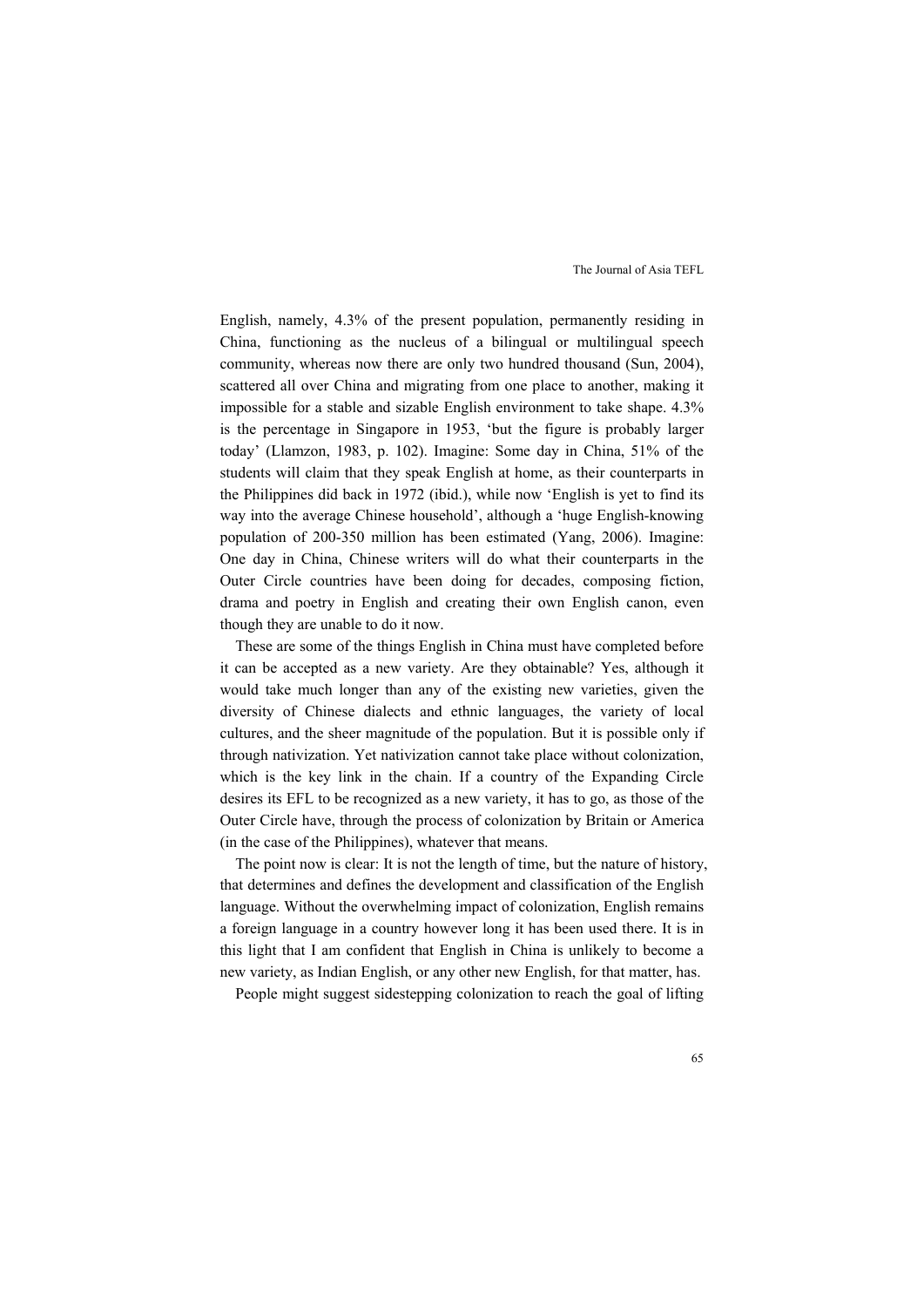English, namely, 4.3% of the present population, permanently residing in China, functioning as the nucleus of a bilingual or multilingual speech community, whereas now there are only two hundred thousand (Sun, 2004), scattered all over China and migrating from one place to another, making it impossible for a stable and sizable English environment to take shape. 4.3% is the percentage in Singapore in 1953, 'but the figure is probably larger today' (Llamzon, 1983, p. 102). Imagine: Some day in China, 51% of the students will claim that they speak English at home, as their counterparts in the Philippines did back in 1972 (ibid.), while now 'English is yet to find its way into the average Chinese household', although a 'huge English-knowing population of 200-350 million has been estimated (Yang, 2006). Imagine: One day in China, Chinese writers will do what their counterparts in the Outer Circle countries have been doing for decades, composing fiction, drama and poetry in English and creating their own English canon, even though they are unable to do it now.

These are some of the things English in China must have completed before it can be accepted as a new variety. Are they obtainable? Yes, although it would take much longer than any of the existing new varieties, given the diversity of Chinese dialects and ethnic languages, the variety of local cultures, and the sheer magnitude of the population. But it is possible only if through nativization. Yet nativization cannot take place without colonization, which is the key link in the chain. If a country of the Expanding Circle desires its EFL to be recognized as a new variety, it has to go, as those of the Outer Circle have, through the process of colonization by Britain or America (in the case of the Philippines), whatever that means.

The point now is clear: It is not the length of time, but the nature of history, that determines and defines the development and classification of the English language. Without the overwhelming impact of colonization, English remains a foreign language in a country however long it has been used there. It is in this light that I am confident that English in China is unlikely to become a new variety, as Indian English, or any other new English, for that matter, has.

People might suggest sidestepping colonization to reach the goal of lifting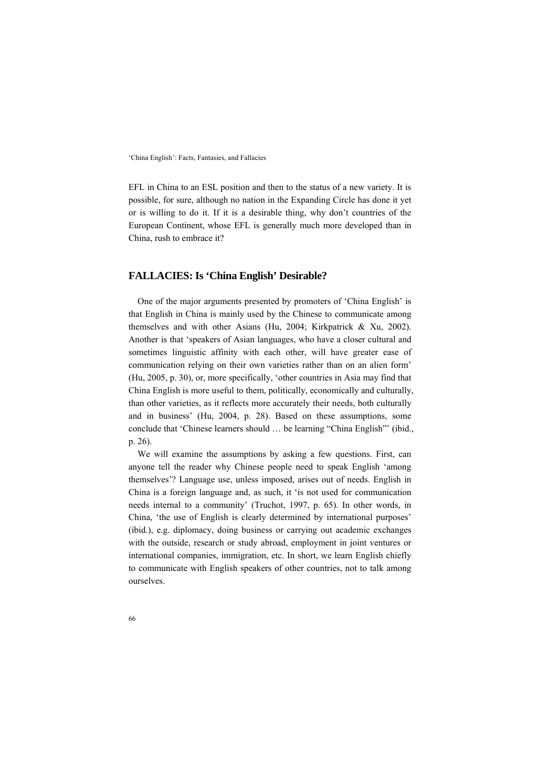EFL in China to an ESL position and then to the status of a new variety. It is possible, for sure, although no nation in the Expanding Circle has done it yet or is willing to do it. If it is a desirable thing, why don't countries of the European Continent, whose EFL is generally much more developed than in China, rush to embrace it?

## FALLACIES: Is 'China English' Desirable?

One of the major arguments presented by promoters of 'China English' is that English in China is mainly used by the Chinese to communicate among themselves and with other Asians (Hu, 2004; Kirkpatrick & Xu, 2002). Another is that 'speakers of Asian languages, who have a closer cultural and sometimes linguistic affinity with each other, will have greater ease of communication relying on their own varieties rather than on an alien form' (Hu, 2005, p. 30), or, more specifically, 'other countries in Asia may find that China English is more useful to them, politically, economically and culturally, than other varieties, as it reflects more accurately their needs, both culturally and in business' (Hu, 2004, p. 28). Based on these assumptions, some conclude that 'Chinese learners should … be learning "China English"' (ibid., p. 26).

We will examine the assumptions by asking a few questions. First, can anyone tell the reader why Chinese people need to speak English 'among themselves'? Language use, unless imposed, arises out of needs. English in China is a foreign language and, as such, it 'is not used for communication needs internal to a community' (Truchot, 1997, p. 65). In other words, in China, 'the use of English is clearly determined by international purposes' (ibid.), e.g. diplomacy, doing business or carrying out academic exchanges with the outside, research or study abroad, employment in joint ventures or international companies, immigration, etc. In short, we learn English chiefly to communicate with English speakers of other countries, not to talk among ourselves.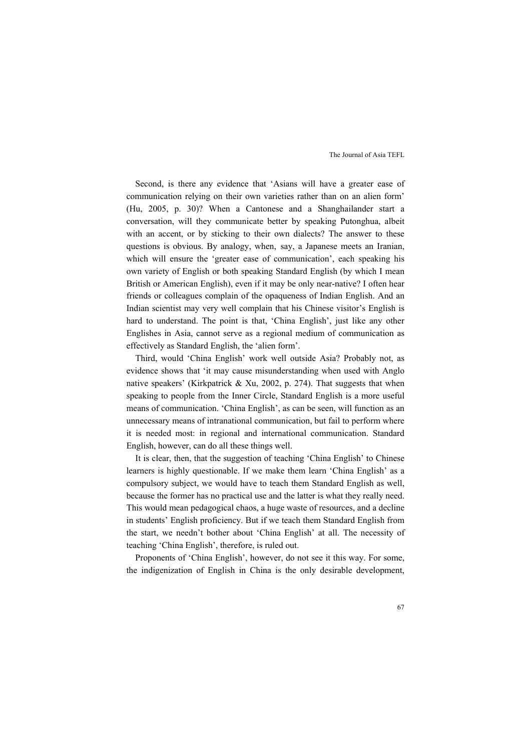Second, is there any evidence that 'Asians will have a greater ease of communication relying on their own varieties rather than on an alien form' (Hu, 2005, p. 30)? When a Cantonese and a Shanghailander start a conversation, will they communicate better by speaking Putonghua, albeit with an accent, or by sticking to their own dialects? The answer to these questions is obvious. By analogy, when, say, a Japanese meets an Iranian, which will ensure the 'greater ease of communication', each speaking his own variety of English or both speaking Standard English (by which I mean British or American English), even if it may be only near-native? I often hear friends or colleagues complain of the opaqueness of Indian English. And an Indian scientist may very well complain that his Chinese visitor's English is hard to understand. The point is that, 'China English', just like any other Englishes in Asia, cannot serve as a regional medium of communication as effectively as Standard English, the 'alien form'.

Third, would 'China English' work well outside Asia? Probably not, as evidence shows that 'it may cause misunderstanding when used with Anglo native speakers' (Kirkpatrick & Xu, 2002, p. 274). That suggests that when speaking to people from the Inner Circle, Standard English is a more useful means of communication. 'China English', as can be seen, will function as an unnecessary means of intranational communication, but fail to perform where it is needed most: in regional and international communication. Standard English, however, can do all these things well.

It is clear, then, that the suggestion of teaching 'China English' to Chinese learners is highly questionable. If we make them learn 'China English' as a compulsory subject, we would have to teach them Standard English as well, because the former has no practical use and the latter is what they really need. This would mean pedagogical chaos, a huge waste of resources, and a decline in students' English proficiency. But if we teach them Standard English from the start, we needn't bother about 'China English' at all. The necessity of teaching 'China English', therefore, is ruled out.

Proponents of 'China English', however, do not see it this way. For some, the indigenization of English in China is the only desirable development,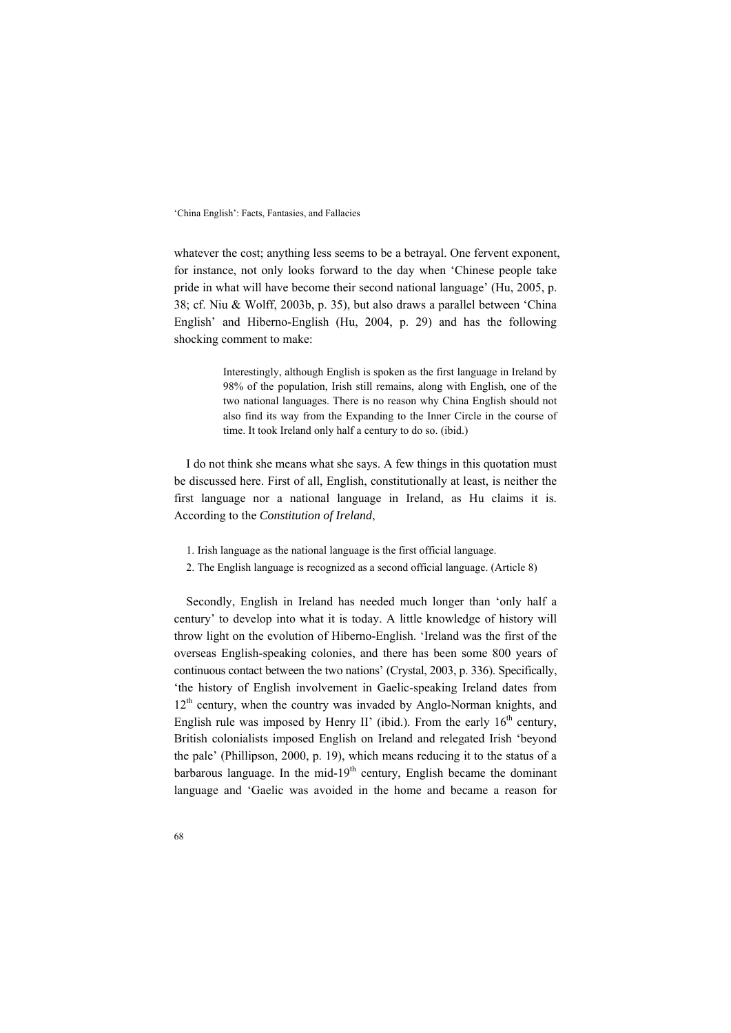whatever the cost; anything less seems to be a betrayal. One fervent exponent, for instance, not only looks forward to the day when 'Chinese people take pride in what will have become their second national language' (Hu, 2005, p. 38; cf. Niu & Wolff, 2003b, p. 35), but also draws a parallel between 'China English' and Hiberno-English (Hu, 2004, p. 29) and has the following shocking comment to make:

> Interestingly, although English is spoken as the first language in Ireland by 98% of the population, Irish still remains, along with English, one of the two national languages. There is no reason why China English should not also find its way from the Expanding to the Inner Circle in the course of time. It took Ireland only half a century to do so. (ibid.)

I do not think she means what she says. A few things in this quotation must be discussed here. First of all, English, constitutionally at least, is neither the first language nor a national language in Ireland, as Hu claims it is. According to the *Constitution of Ireland*,

1. Irish language as the national language is the first official language.
2. The English language is recognized as a second official language. (Article 8)

Secondly, English in Ireland has needed much longer than 'only half a century' to develop into what it is today. A little knowledge of history will throw light on the evolution of Hiberno-English. 'Ireland was the first of the overseas English-speaking colonies, and there has been some 800 years of continuous contact between the two nations' (Crystal, 2003, p. 336). Specifically, 'the history of English involvement in Gaelic-speaking Ireland dates from 12th century, when the country was invaded by Anglo-Norman knights, and English rule was imposed by Henry II' (ibid.). From the early 16th century, British colonialists imposed English on Ireland and relegated Irish 'beyond the pale' (Phillipson, 2000, p. 19), which means reducing it to the status of a barbarous language. In the mid-19th century, English became the dominant language and 'Gaelic was avoided in the home and became a reason for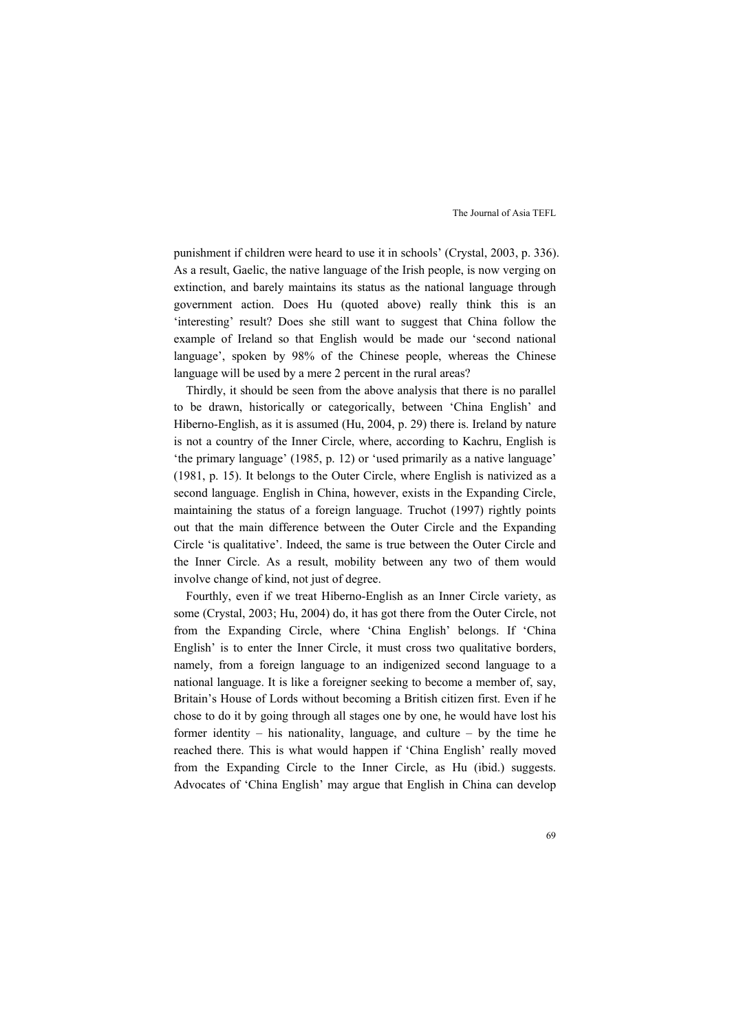punishment if children were heard to use it in schools' (Crystal, 2003, p. 336). As a result, Gaelic, the native language of the Irish people, is now verging on extinction, and barely maintains its status as the national language through government action. Does Hu (quoted above) really think this is an 'interesting' result? Does she still want to suggest that China follow the example of Ireland so that English would be made our 'second national language', spoken by 98% of the Chinese people, whereas the Chinese language will be used by a mere 2 percent in the rural areas?

Thirdly, it should be seen from the above analysis that there is no parallel to be drawn, historically or categorically, between 'China English' and Hiberno-English, as it is assumed (Hu, 2004, p. 29) there is. Ireland by nature is not a country of the Inner Circle, where, according to Kachru, English is 'the primary language' (1985, p. 12) or 'used primarily as a native language' (1981, p. 15). It belongs to the Outer Circle, where English is nativized as a second language. English in China, however, exists in the Expanding Circle, maintaining the status of a foreign language. Truchot (1997) rightly points out that the main difference between the Outer Circle and the Expanding Circle 'is qualitative'. Indeed, the same is true between the Outer Circle and the Inner Circle. As a result, mobility between any two of them would involve change of kind, not just of degree.

Fourthly, even if we treat Hiberno-English as an Inner Circle variety, as some (Crystal, 2003; Hu, 2004) do, it has got there from the Outer Circle, not from the Expanding Circle, where 'China English' belongs. If 'China English' is to enter the Inner Circle, it must cross two qualitative borders, namely, from a foreign language to an indigenized second language to a national language. It is like a foreigner seeking to become a member of, say, Britain's House of Lords without becoming a British citizen first. Even if he chose to do it by going through all stages one by one, he would have lost his former identity – his nationality, language, and culture – by the time he reached there. This is what would happen if 'China English' really moved from the Expanding Circle to the Inner Circle, as Hu (ibid.) suggests. Advocates of 'China English' may argue that English in China can develop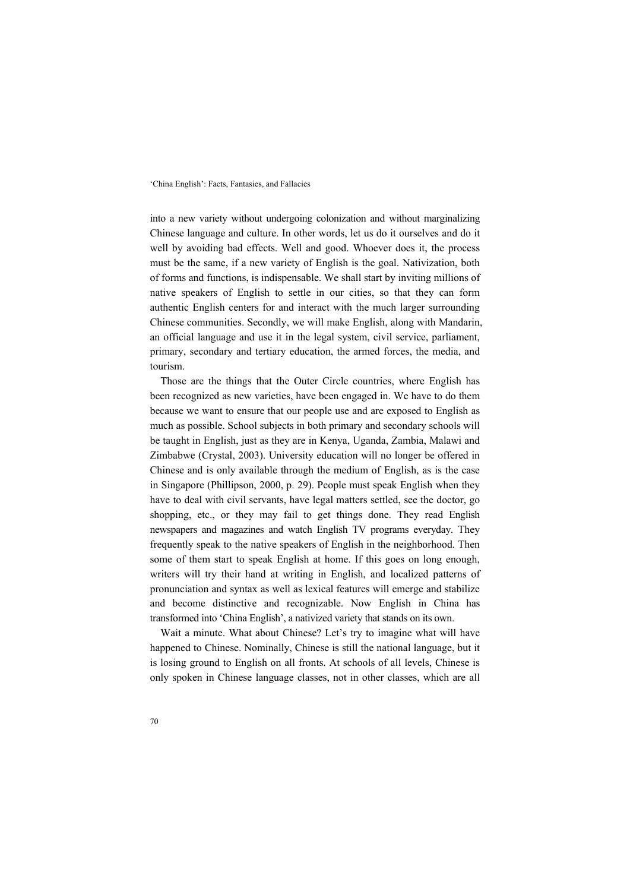into a new variety without undergoing colonization and without marginalizing Chinese language and culture. In other words, let us do it ourselves and do it well by avoiding bad effects. Well and good. Whoever does it, the process must be the same, if a new variety of English is the goal. Nativization, both of forms and functions, is indispensable. We shall start by inviting millions of native speakers of English to settle in our cities, so that they can form authentic English centers for and interact with the much larger surrounding Chinese communities. Secondly, we will make English, along with Mandarin, an official language and use it in the legal system, civil service, parliament, primary, secondary and tertiary education, the armed forces, the media, and tourism.

Those are the things that the Outer Circle countries, where English has been recognized as new varieties, have been engaged in. We have to do them because we want to ensure that our people use and are exposed to English as much as possible. School subjects in both primary and secondary schools will be taught in English, just as they are in Kenya, Uganda, Zambia, Malawi and Zimbabwe (Crystal, 2003). University education will no longer be offered in Chinese and is only available through the medium of English, as is the case in Singapore (Phillipson, 2000, p. 29). People must speak English when they have to deal with civil servants, have legal matters settled, see the doctor, go shopping, etc., or they may fail to get things done. They read English newspapers and magazines and watch English TV programs everyday. They frequently speak to the native speakers of English in the neighborhood. Then some of them start to speak English at home. If this goes on long enough, writers will try their hand at writing in English, and localized patterns of pronunciation and syntax as well as lexical features will emerge and stabilize and become distinctive and recognizable. Now English in China has transformed into 'China English', a nativized variety that stands on its own.

Wait a minute. What about Chinese? Let's try to imagine what will have happened to Chinese. Nominally, Chinese is still the national language, but it is losing ground to English on all fronts. At schools of all levels, Chinese is only spoken in Chinese language classes, not in other classes, which are all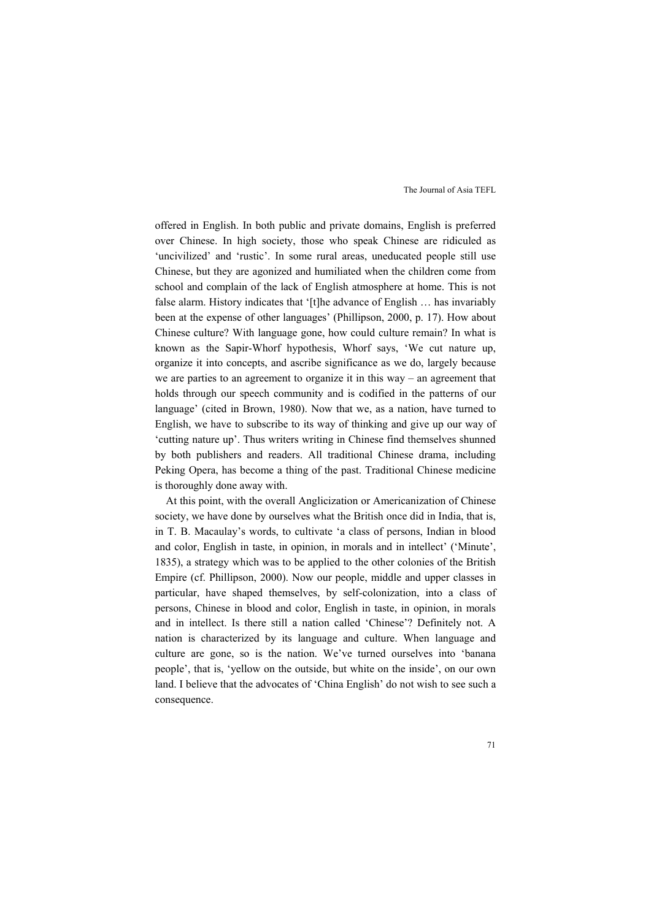offered in English. In both public and private domains, English is preferred over Chinese. In high society, those who speak Chinese are ridiculed as 'uncivilized' and 'rustic'. In some rural areas, uneducated people still use Chinese, but they are agonized and humiliated when the children come from school and complain of the lack of English atmosphere at home. This is not false alarm. History indicates that '[t]he advance of English … has invariably been at the expense of other languages' (Phillipson, 2000, p. 17). How about Chinese culture? With language gone, how could culture remain? In what is known as the Sapir-Whorf hypothesis, Whorf says, 'We cut nature up, organize it into concepts, and ascribe significance as we do, largely because we are parties to an agreement to organize it in this way – an agreement that holds through our speech community and is codified in the patterns of our language' (cited in Brown, 1980). Now that we, as a nation, have turned to English, we have to subscribe to its way of thinking and give up our way of 'cutting nature up'. Thus writers writing in Chinese find themselves shunned by both publishers and readers. All traditional Chinese drama, including Peking Opera, has become a thing of the past. Traditional Chinese medicine is thoroughly done away with.

At this point, with the overall Anglicization or Americanization of Chinese society, we have done by ourselves what the British once did in India, that is, in T. B. Macaulay's words, to cultivate 'a class of persons, Indian in blood and color, English in taste, in opinion, in morals and in intellect' ('Minute', 1835), a strategy which was to be applied to the other colonies of the British Empire (cf. Phillipson, 2000). Now our people, middle and upper classes in particular, have shaped themselves, by self-colonization, into a class of persons, Chinese in blood and color, English in taste, in opinion, in morals and in intellect. Is there still a nation called 'Chinese'? Definitely not. A nation is characterized by its language and culture. When language and culture are gone, so is the nation. We've turned ourselves into 'banana people', that is, 'yellow on the outside, but white on the inside', on our own land. I believe that the advocates of 'China English' do not wish to see such a consequence.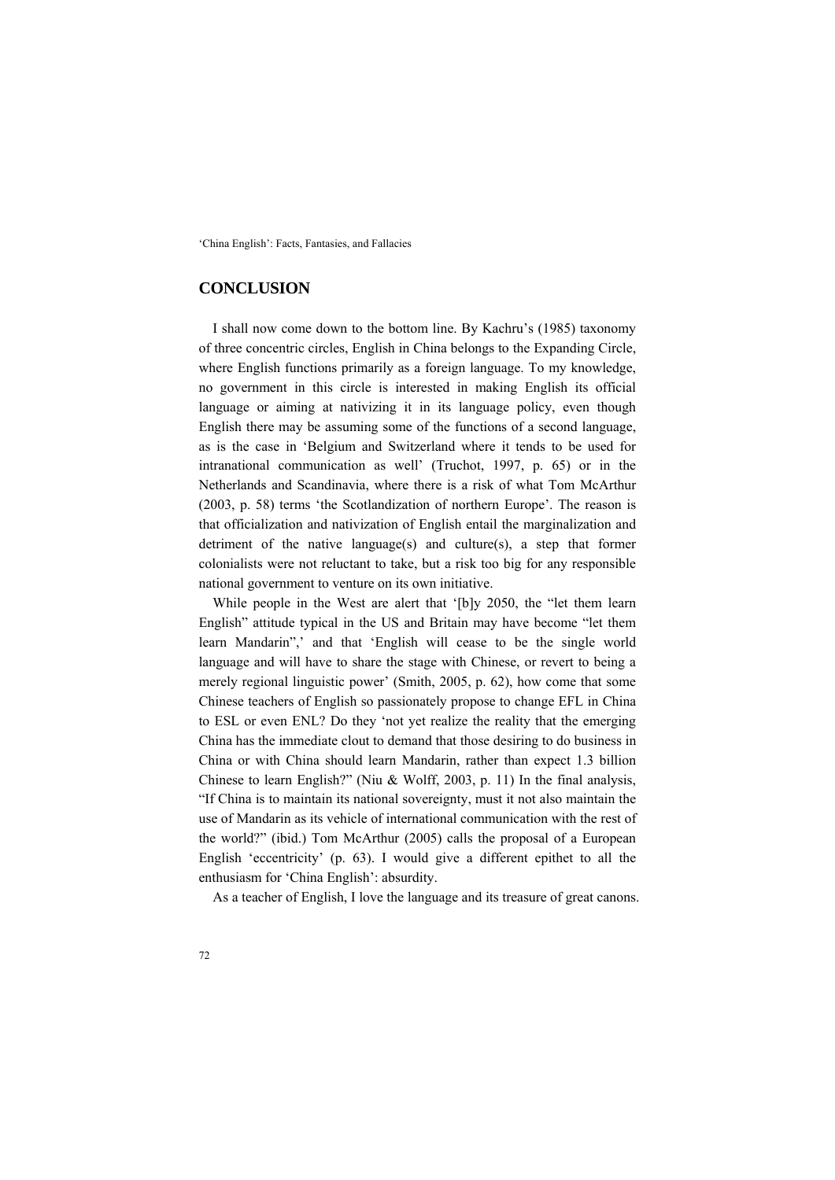## CONCLUSION

I shall now come down to the bottom line. By Kachru's (1985) taxonomy of three concentric circles, English in China belongs to the Expanding Circle, where English functions primarily as a foreign language. To my knowledge, no government in this circle is interested in making English its official language or aiming at nativizing it in its language policy, even though English there may be assuming some of the functions of a second language, as is the case in 'Belgium and Switzerland where it tends to be used for intranational communication as well' (Truchot, 1997, p. 65) or in the Netherlands and Scandinavia, where there is a risk of what Tom McArthur (2003, p. 58) terms 'the Scotlandization of northern Europe'. The reason is that officialization and nativization of English entail the marginalization and detriment of the native language(s) and culture(s), a step that former colonialists were not reluctant to take, but a risk too big for any responsible national government to venture on its own initiative.

While people in the West are alert that '[b]y 2050, the "let them learn English" attitude typical in the US and Britain may have become "let them learn Mandarin",' and that 'English will cease to be the single world language and will have to share the stage with Chinese, or revert to being a merely regional linguistic power' (Smith, 2005, p. 62), how come that some Chinese teachers of English so passionately propose to change EFL in China to ESL or even ENL? Do they 'not yet realize the reality that the emerging China has the immediate clout to demand that those desiring to do business in China or with China should learn Mandarin, rather than expect 1.3 billion Chinese to learn English?" (Niu & Wolff, 2003, p. 11) In the final analysis, "If China is to maintain its national sovereignty, must it not also maintain the use of Mandarin as its vehicle of international communication with the rest of the world?" (ibid.) Tom McArthur (2005) calls the proposal of a European English 'eccentricity' (p. 63). I would give a different epithet to all the enthusiasm for 'China English': absurdity.

As a teacher of English, I love the language and its treasure of great canons.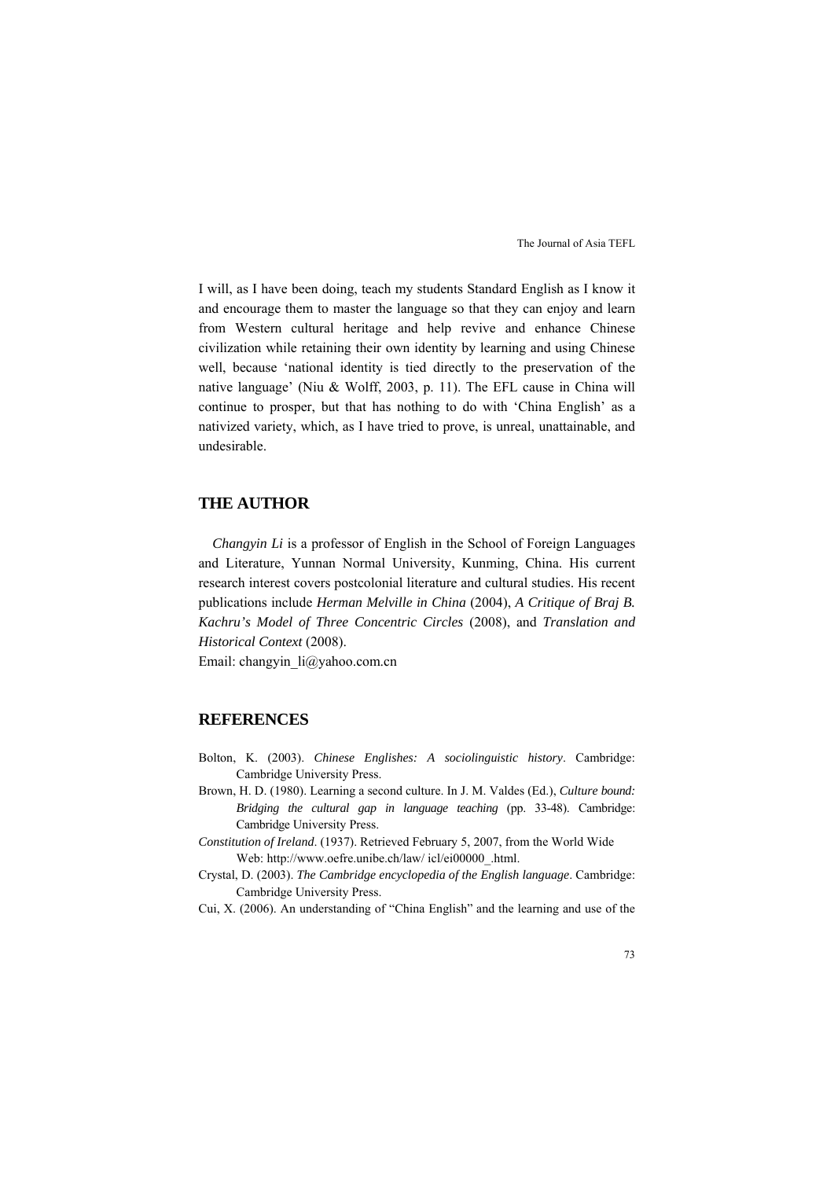I will, as I have been doing, teach my students Standard English as I know it and encourage them to master the language so that they can enjoy and learn from Western cultural heritage and help revive and enhance Chinese civilization while retaining their own identity by learning and using Chinese well, because 'national identity is tied directly to the preservation of the native language' (Niu & Wolff, 2003, p. 11). The EFL cause in China will continue to prosper, but that has nothing to do with 'China English' as a nativized variety, which, as I have tried to prove, is unreal, unattainable, and undesirable.

## THE AUTHOR

*Changyin Li* is a professor of English in the School of Foreign Languages and Literature, Yunnan Normal University, Kunming, China. His current research interest covers postcolonial literature and cultural studies. His recent publications include *Herman Melville in China* (2004), *A Critique of Braj B. Kachru's Model of Three Concentric Circles* (2008), and *Translation and Historical Context* (2008).

Email: changyin_li@yahoo.com.cn

## REFERENCES

Bolton, K. (2003). *Chinese Englishes: A sociolinguistic history*. Cambridge: Cambridge University Press.

Brown, H. D. (1980). Learning a second culture. In J. M. Valdes (Ed.), *Culture bound: Bridging the cultural gap in language teaching* (pp. 33-48). Cambridge: Cambridge University Press.

*Constitution of Ireland*. (1937). Retrieved February 5, 2007, from the World Wide Web: http://www.oefre.unibe.ch/law/ icl/ei00000_.html.

Crystal, D. (2003). *The Cambridge encyclopedia of the English language*. Cambridge: Cambridge University Press.

Cui, X. (2006). An understanding of "China English" and the learning and use of the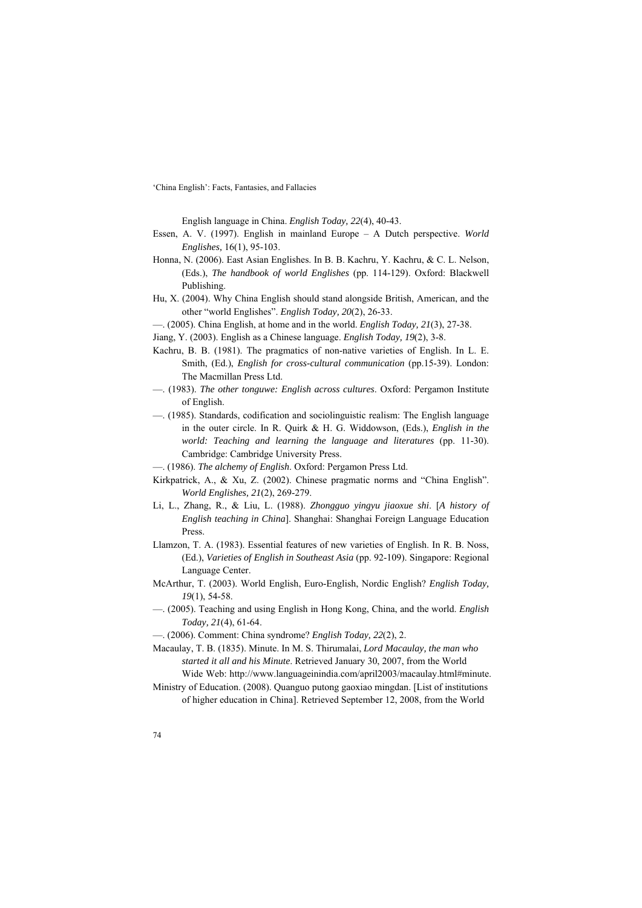English language in China. *English Today, 22*(4), 40-43.

Essen, A. V. (1997). English in mainland Europe – A Dutch perspective. *World Englishes,* 16(1), 95-103.

Honna, N. (2006). East Asian Englishes. In B. B. Kachru, Y. Kachru, & C. L. Nelson, (Eds.), *The handbook of world Englishes* (pp. 114-129). Oxford: Blackwell Publishing.

Hu, X. (2004). Why China English should stand alongside British, American, and the other "world Englishes". *English Today, 20*(2), 26-33.

—. (2005). China English, at home and in the world. *English Today, 21*(3), 27-38.

Jiang, Y. (2003). English as a Chinese language. *English Today, 19*(2), 3-8.

Kachru, B. B. (1981). The pragmatics of non-native varieties of English. In L. E. Smith, (Ed.), *English for cross-cultural communication* (pp.15-39). London: The Macmillan Press Ltd.

—. (1983). *The other tonguwe: English across cultures*. Oxford: Pergamon Institute of English.

—. (1985). Standards, codification and sociolinguistic realism: The English language in the outer circle. In R. Quirk & H. G. Widdowson, (Eds.), *English in the world: Teaching and learning the language and literatures* (pp. 11-30). Cambridge: Cambridge University Press.

—. (1986). *The alchemy of English*. Oxford: Pergamon Press Ltd.

Kirkpatrick, A., & Xu, Z. (2002). Chinese pragmatic norms and "China English". *World Englishes, 21*(2), 269-279.

Li, L., Zhang, R., & Liu, L. (1988). *Zhongguo yingyu jiaoxue shi*. [*A history of English teaching in China*]. Shanghai: Shanghai Foreign Language Education Press.

Llamzon, T. A. (1983). Essential features of new varieties of English. In R. B. Noss, (Ed.), *Varieties of English in Southeast Asia* (pp. 92-109). Singapore: Regional Language Center.

McArthur, T. (2003). World English, Euro-English, Nordic English? *English Today, 19*(1), 54-58.

—. (2005). Teaching and using English in Hong Kong, China, and the world. *English Today, 21*(4), 61-64.

—. (2006). Comment: China syndrome? *English Today, 22*(2), 2.

Macaulay, T. B. (1835). Minute. In M. S. Thirumalai, *Lord Macaulay, the man who started it all and his Minute*. Retrieved January 30, 2007, from the World Wide Web: http://www.languageinindia.com/april2003/macaulay.html#minute.

Ministry of Education. (2008). Quanguo putong gaoxiao mingdan. [List of institutions of higher education in China]. Retrieved September 12, 2008, from the World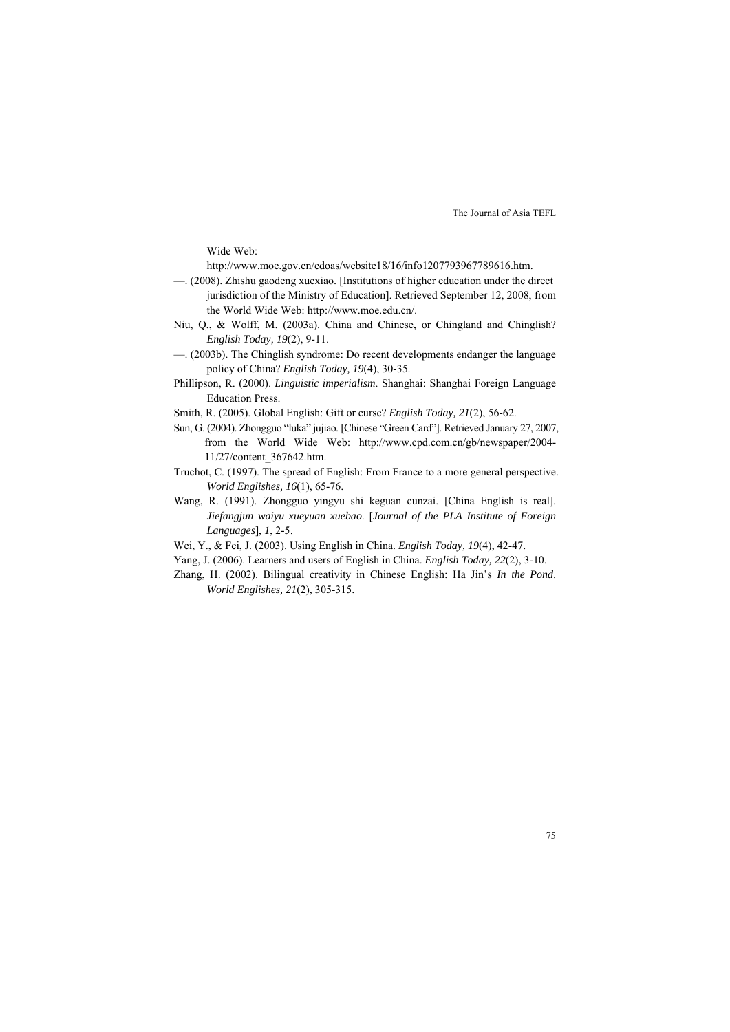Wide Web:
http://www.moe.gov.cn/edoas/website18/16/info1207793967789616.htm.

—. (2008). Zhishu gaodeng xuexiao. [Institutions of higher education under the direct jurisdiction of the Ministry of Education]. Retrieved September 12, 2008, from the World Wide Web: http://www.moe.edu.cn/.

Niu, Q., & Wolff, M. (2003a). China and Chinese, or Chingland and Chinglish? *English Today, 19*(2), 9-11.

—. (2003b). The Chinglish syndrome: Do recent developments endanger the language policy of China? *English Today, 19*(4), 30-35.

Phillipson, R. (2000). *Linguistic imperialism*. Shanghai: Shanghai Foreign Language Education Press.

Smith, R. (2005). Global English: Gift or curse? *English Today, 21*(2), 56-62.

Sun, G. (2004). Zhongguo "luka" jujiao. [Chinese "Green Card"]. Retrieved January 27, 2007, from the World Wide Web: http://www.cpd.com.cn/gb/newspaper/2004-11/27/content_367642.htm.

Truchot, C. (1997). The spread of English: From France to a more general perspective. *World Englishes, 16*(1), 65-76.

Wang, R. (1991). Zhongguo yingyu shi keguan cunzai. [China English is real]. *Jiefangjun waiyu xueyuan xuebao*. [*Journal of the PLA Institute of Foreign Languages*], *1*, 2-5.

Wei, Y., & Fei, J. (2003). Using English in China. *English Today, 19*(4), 42-47.

Yang, J. (2006). Learners and users of English in China. *English Today, 22*(2), 3-10.

Zhang, H. (2002). Bilingual creativity in Chinese English: Ha Jin's *In the Pond*. *World Englishes, 21*(2), 305-315.